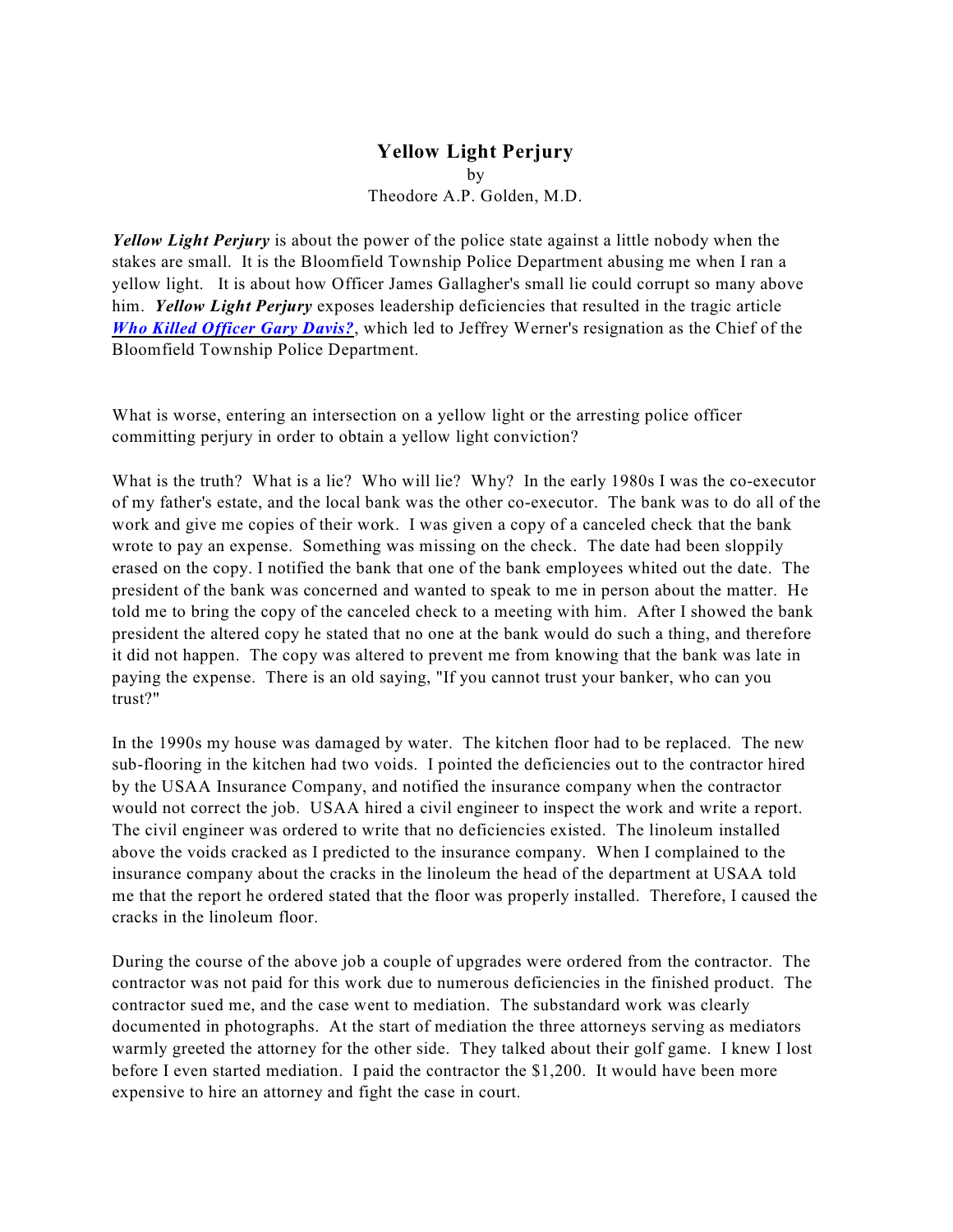# Yellow Light Perjury

by

Theodore A.P. Golden, M.D.

***Yellow Light Perjury*** is about the power of the police state against a little nobody when the stakes are small. It is the Bloomfield Township Police Department abusing me when I ran a yellow light. It is about how Officer James Gallagher's small lie could corrupt so many above him. ***Yellow Light Perjury*** exposes leadership deficiencies that resulted in the tragic article ***Who Killed Officer Gary Davis?***, which led to Jeffrey Werner's resignation as the Chief of the Bloomfield Township Police Department.

What is worse, entering an intersection on a yellow light or the arresting police officer committing perjury in order to obtain a yellow light conviction?

What is the truth? What is a lie? Who will lie? Why? In the early 1980s I was the co-executor of my father's estate, and the local bank was the other co-executor. The bank was to do all of the work and give me copies of their work. I was given a copy of a canceled check that the bank wrote to pay an expense. Something was missing on the check. The date had been sloppily erased on the copy. I notified the bank that one of the bank employees whited out the date. The president of the bank was concerned and wanted to speak to me in person about the matter. He told me to bring the copy of the canceled check to a meeting with him. After I showed the bank president the altered copy he stated that no one at the bank would do such a thing, and therefore it did not happen. The copy was altered to prevent me from knowing that the bank was late in paying the expense. There is an old saying, "If you cannot trust your banker, who can you trust?"

In the 1990s my house was damaged by water. The kitchen floor had to be replaced. The new sub-flooring in the kitchen had two voids. I pointed the deficiencies out to the contractor hired by the USAA Insurance Company, and notified the insurance company when the contractor would not correct the job. USAA hired a civil engineer to inspect the work and write a report. The civil engineer was ordered to write that no deficiencies existed. The linoleum installed above the voids cracked as I predicted to the insurance company. When I complained to the insurance company about the cracks in the linoleum the head of the department at USAA told me that the report he ordered stated that the floor was properly installed. Therefore, I caused the cracks in the linoleum floor.

During the course of the above job a couple of upgrades were ordered from the contractor. The contractor was not paid for this work due to numerous deficiencies in the finished product. The contractor sued me, and the case went to mediation. The substandard work was clearly documented in photographs. At the start of mediation the three attorneys serving as mediators warmly greeted the attorney for the other side. They talked about their golf game. I knew I lost before I even started mediation. I paid the contractor the $1,200. It would have been more expensive to hire an attorney and fight the case in court.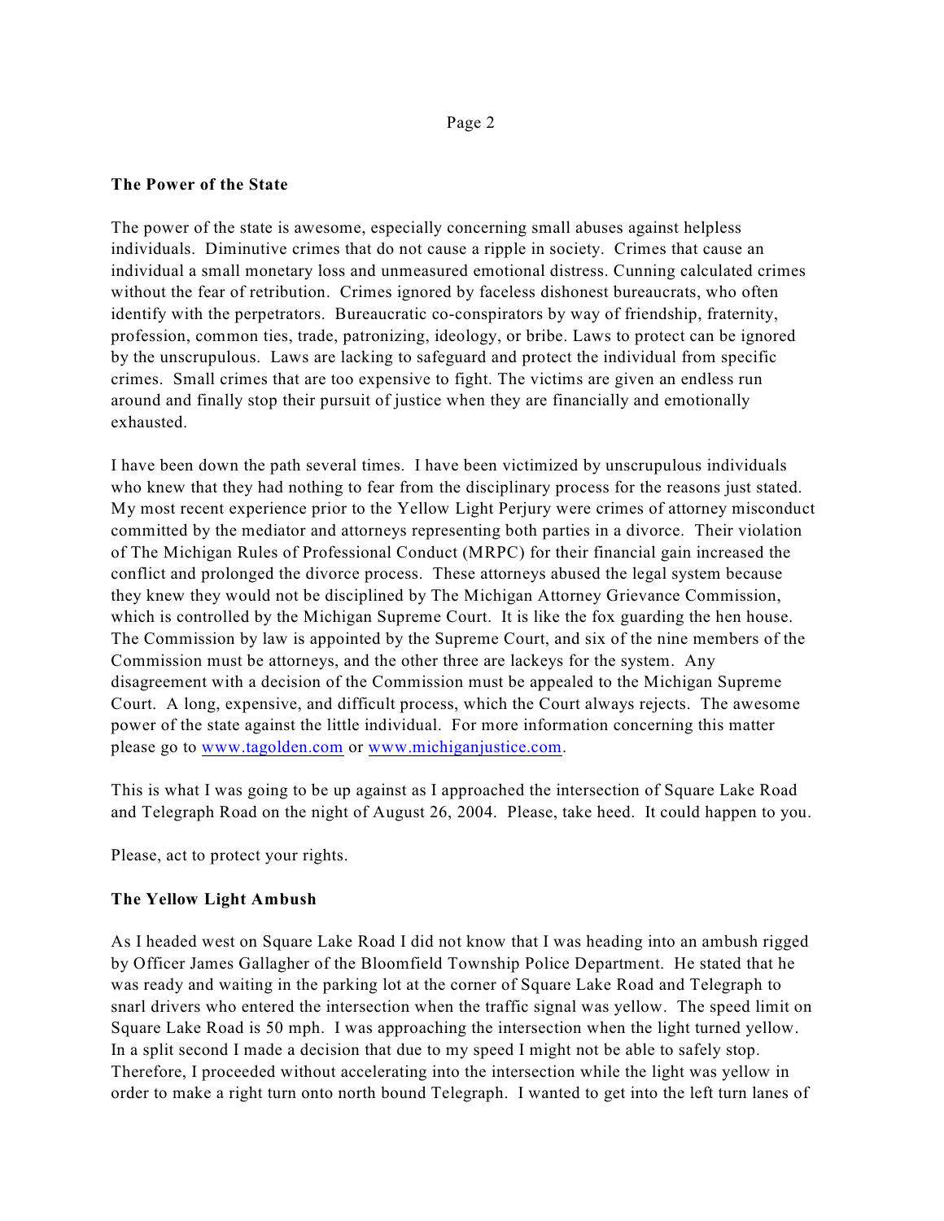**The Power of the State**

The power of the state is awesome, especially concerning small abuses against helpless individuals. Diminutive crimes that do not cause a ripple in society. Crimes that cause an individual a small monetary loss and unmeasured emotional distress. Cunning calculated crimes without the fear of retribution. Crimes ignored by faceless dishonest bureaucrats, who often identify with the perpetrators. Bureaucratic co-conspirators by way of friendship, fraternity, profession, common ties, trade, patronizing, ideology, or bribe. Laws to protect can be ignored by the unscrupulous. Laws are lacking to safeguard and protect the individual from specific crimes. Small crimes that are too expensive to fight. The victims are given an endless run around and finally stop their pursuit of justice when they are financially and emotionally exhausted.

I have been down the path several times. I have been victimized by unscrupulous individuals who knew that they had nothing to fear from the disciplinary process for the reasons just stated. My most recent experience prior to the Yellow Light Perjury were crimes of attorney misconduct committed by the mediator and attorneys representing both parties in a divorce. Their violation of The Michigan Rules of Professional Conduct (MRPC) for their financial gain increased the conflict and prolonged the divorce process. These attorneys abused the legal system because they knew they would not be disciplined by The Michigan Attorney Grievance Commission, which is controlled by the Michigan Supreme Court. It is like the fox guarding the hen house. The Commission by law is appointed by the Supreme Court, and six of the nine members of the Commission must be attorneys, and the other three are lackeys for the system. Any disagreement with a decision of the Commission must be appealed to the Michigan Supreme Court. A long, expensive, and difficult process, which the Court always rejects. The awesome power of the state against the little individual. For more information concerning this matter please go to www.tagolden.com or www.michiganjustice.com.

This is what I was going to be up against as I approached the intersection of Square Lake Road and Telegraph Road on the night of August 26, 2004. Please, take heed. It could happen to you.

Please, act to protect your rights.

**The Yellow Light Ambush**

As I headed west on Square Lake Road I did not know that I was heading into an ambush rigged by Officer James Gallagher of the Bloomfield Township Police Department. He stated that he was ready and waiting in the parking lot at the corner of Square Lake Road and Telegraph to snarl drivers who entered the intersection when the traffic signal was yellow. The speed limit on Square Lake Road is 50 mph. I was approaching the intersection when the light turned yellow. In a split second I made a decision that due to my speed I might not be able to safely stop. Therefore, I proceeded without accelerating into the intersection while the light was yellow in order to make a right turn onto north bound Telegraph. I wanted to get into the left turn lanes of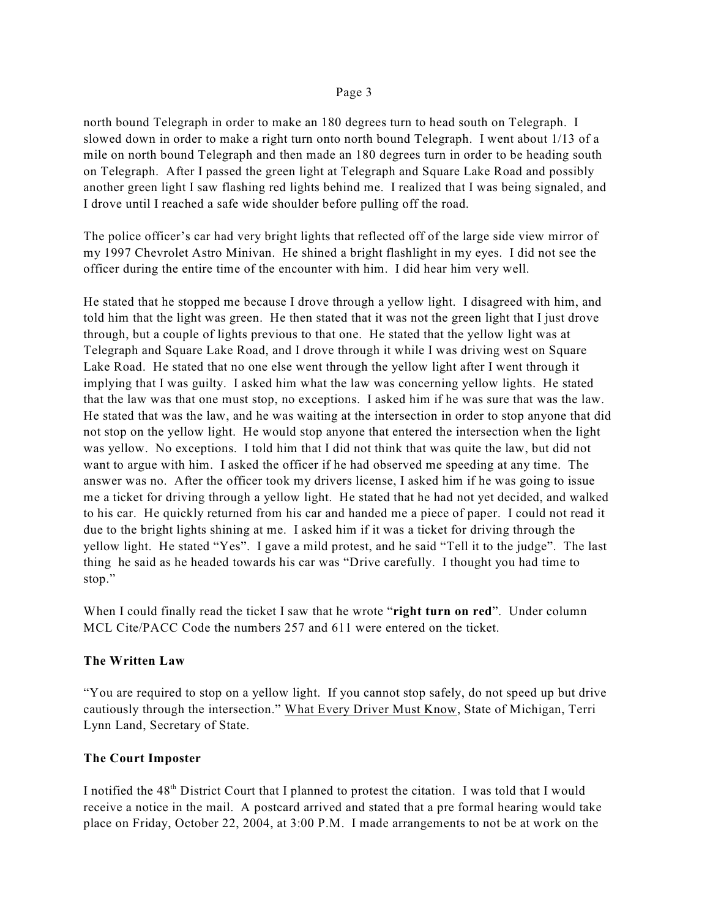north bound Telegraph in order to make an 180 degrees turn to head south on Telegraph. I slowed down in order to make a right turn onto north bound Telegraph. I went about 1/13 of a mile on north bound Telegraph and then made an 180 degrees turn in order to be heading south on Telegraph. After I passed the green light at Telegraph and Square Lake Road and possibly another green light I saw flashing red lights behind me. I realized that I was being signaled, and I drove until I reached a safe wide shoulder before pulling off the road.

The police officer's car had very bright lights that reflected off of the large side view mirror of my 1997 Chevrolet Astro Minivan. He shined a bright flashlight in my eyes. I did not see the officer during the entire time of the encounter with him. I did hear him very well.

He stated that he stopped me because I drove through a yellow light. I disagreed with him, and told him that the light was green. He then stated that it was not the green light that I just drove through, but a couple of lights previous to that one. He stated that the yellow light was at Telegraph and Square Lake Road, and I drove through it while I was driving west on Square Lake Road. He stated that no one else went through the yellow light after I went through it implying that I was guilty. I asked him what the law was concerning yellow lights. He stated that the law was that one must stop, no exceptions. I asked him if he was sure that was the law. He stated that was the law, and he was waiting at the intersection in order to stop anyone that did not stop on the yellow light. He would stop anyone that entered the intersection when the light was yellow. No exceptions. I told him that I did not think that was quite the law, but did not want to argue with him. I asked the officer if he had observed me speeding at any time. The answer was no. After the officer took my drivers license, I asked him if he was going to issue me a ticket for driving through a yellow light. He stated that he had not yet decided, and walked to his car. He quickly returned from his car and handed me a piece of paper. I could not read it due to the bright lights shining at me. I asked him if it was a ticket for driving through the yellow light. He stated "Yes". I gave a mild protest, and he said "Tell it to the judge". The last thing he said as he headed towards his car was "Drive carefully. I thought you had time to stop."

When I could finally read the ticket I saw that he wrote "**right turn on red**". Under column MCL Cite/PACC Code the numbers 257 and 611 were entered on the ticket.

**The Written Law**

"You are required to stop on a yellow light. If you cannot stop safely, do not speed up but drive cautiously through the intersection." What Every Driver Must Know, State of Michigan, Terri Lynn Land, Secretary of State.

**The Court Imposter**

I notified the 48th District Court that I planned to protest the citation. I was told that I would receive a notice in the mail. A postcard arrived and stated that a pre formal hearing would take place on Friday, October 22, 2004, at 3:00 P.M. I made arrangements to not be at work on the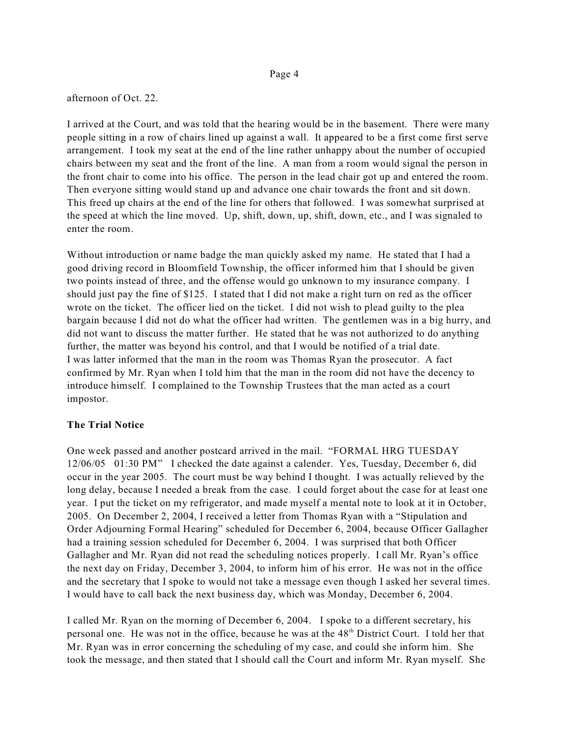afternoon of Oct. 22.

I arrived at the Court, and was told that the hearing would be in the basement. There were many people sitting in a row of chairs lined up against a wall. It appeared to be a first come first serve arrangement. I took my seat at the end of the line rather unhappy about the number of occupied chairs between my seat and the front of the line. A man from a room would signal the person in the front chair to come into his office. The person in the lead chair got up and entered the room. Then everyone sitting would stand up and advance one chair towards the front and sit down. This freed up chairs at the end of the line for others that followed. I was somewhat surprised at the speed at which the line moved. Up, shift, down, up, shift, down, etc., and I was signaled to enter the room.

Without introduction or name badge the man quickly asked my name. He stated that I had a good driving record in Bloomfield Township, the officer informed him that I should be given two points instead of three, and the offense would go unknown to my insurance company. I should just pay the fine of $125. I stated that I did not make a right turn on red as the officer wrote on the ticket. The officer lied on the ticket. I did not wish to plead guilty to the plea bargain because I did not do what the officer had written. The gentlemen was in a big hurry, and did not want to discuss the matter further. He stated that he was not authorized to do anything further, the matter was beyond his control, and that I would be notified of a trial date.
I was latter informed that the man in the room was Thomas Ryan the prosecutor. A fact confirmed by Mr. Ryan when I told him that the man in the room did not have the decency to introduce himself. I complained to the Township Trustees that the man acted as a court impostor.

**The Trial Notice**

One week passed and another postcard arrived in the mail. "FORMAL HRG TUESDAY 12/06/05 01:30 PM" I checked the date against a calender. Yes, Tuesday, December 6, did occur in the year 2005. The court must be way behind I thought. I was actually relieved by the long delay, because I needed a break from the case. I could forget about the case for at least one year. I put the ticket on my refrigerator, and made myself a mental note to look at it in October, 2005. On December 2, 2004, I received a letter from Thomas Ryan with a "Stipulation and Order Adjourning Formal Hearing" scheduled for December 6, 2004, because Officer Gallagher had a training session scheduled for December 6, 2004. I was surprised that both Officer Gallagher and Mr. Ryan did not read the scheduling notices properly. I call Mr. Ryan's office the next day on Friday, December 3, 2004, to inform him of his error. He was not in the office and the secretary that I spoke to would not take a message even though I asked her several times. I would have to call back the next business day, which was Monday, December 6, 2004.

I called Mr. Ryan on the morning of December 6, 2004. I spoke to a different secretary, his personal one. He was not in the office, because he was at the 48th District Court. I told her that Mr. Ryan was in error concerning the scheduling of my case, and could she inform him. She took the message, and then stated that I should call the Court and inform Mr. Ryan myself. She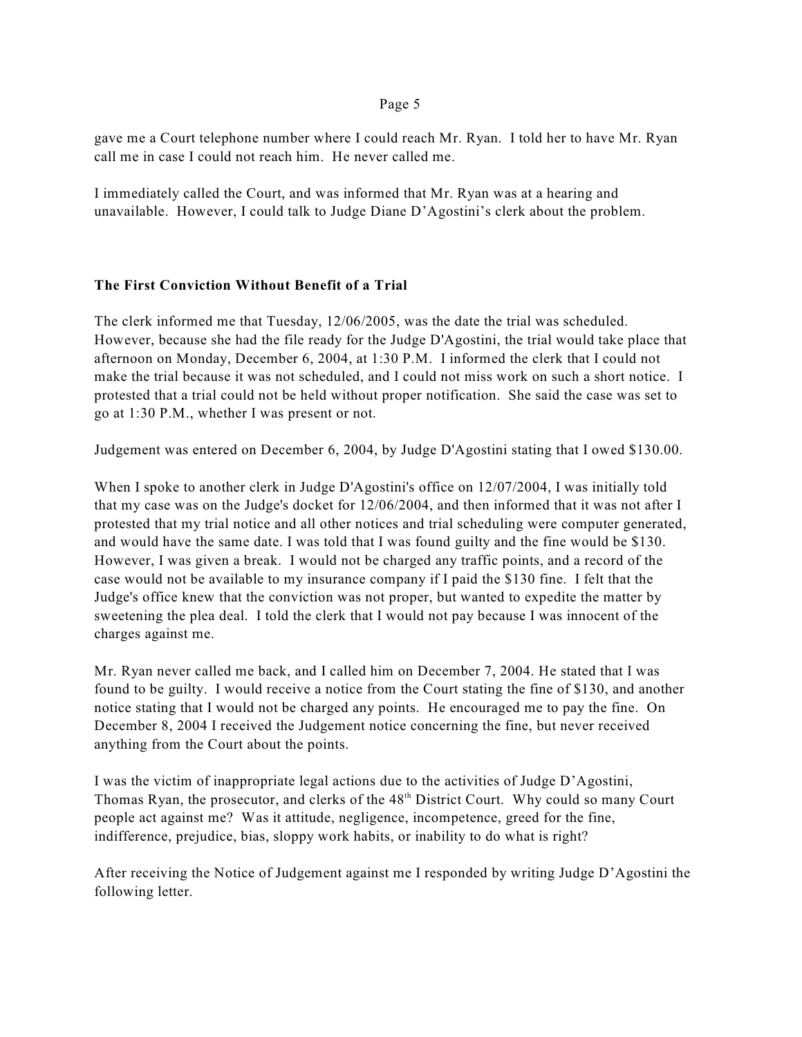gave me a Court telephone number where I could reach Mr. Ryan. I told her to have Mr. Ryan call me in case I could not reach him. He never called me.

I immediately called the Court, and was informed that Mr. Ryan was at a hearing and unavailable. However, I could talk to Judge Diane D'Agostini's clerk about the problem.

**The First Conviction Without Benefit of a Trial**

The clerk informed me that Tuesday, 12/06/2005, was the date the trial was scheduled. However, because she had the file ready for the Judge D'Agostini, the trial would take place that afternoon on Monday, December 6, 2004, at 1:30 P.M. I informed the clerk that I could not make the trial because it was not scheduled, and I could not miss work on such a short notice. I protested that a trial could not be held without proper notification. She said the case was set to go at 1:30 P.M., whether I was present or not.

Judgement was entered on December 6, 2004, by Judge D'Agostini stating that I owed $130.00.

When I spoke to another clerk in Judge D'Agostini's office on 12/07/2004, I was initially told that my case was on the Judge's docket for 12/06/2004, and then informed that it was not after I protested that my trial notice and all other notices and trial scheduling were computer generated, and would have the same date. I was told that I was found guilty and the fine would be $130. However, I was given a break. I would not be charged any traffic points, and a record of the case would not be available to my insurance company if I paid the $130 fine. I felt that the Judge's office knew that the conviction was not proper, but wanted to expedite the matter by sweetening the plea deal. I told the clerk that I would not pay because I was innocent of the charges against me.

Mr. Ryan never called me back, and I called him on December 7, 2004. He stated that I was found to be guilty. I would receive a notice from the Court stating the fine of $130, and another notice stating that I would not be charged any points. He encouraged me to pay the fine. On December 8, 2004 I received the Judgement notice concerning the fine, but never received anything from the Court about the points.

I was the victim of inappropriate legal actions due to the activities of Judge D'Agostini, Thomas Ryan, the prosecutor, and clerks of the 48th District Court. Why could so many Court people act against me? Was it attitude, negligence, incompetence, greed for the fine, indifference, prejudice, bias, sloppy work habits, or inability to do what is right?

After receiving the Notice of Judgement against me I responded by writing Judge D'Agostini the following letter.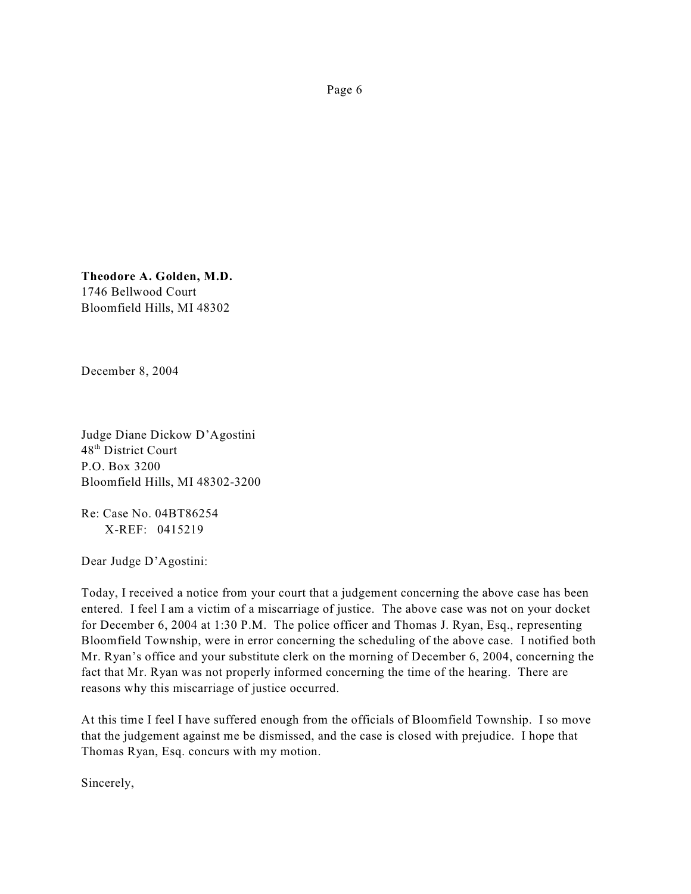**Theodore A. Golden, M.D.**
1746 Bellwood Court
Bloomfield Hills, MI 48302

December 8, 2004

Judge Diane Dickow D'Agostini
48th District Court
P.O. Box 3200
Bloomfield Hills, MI 48302-3200

Re: Case No. 04BT86254
X-REF: 0415219

Dear Judge D'Agostini:

Today, I received a notice from your court that a judgement concerning the above case has been entered. I feel I am a victim of a miscarriage of justice. The above case was not on your docket for December 6, 2004 at 1:30 P.M. The police officer and Thomas J. Ryan, Esq., representing Bloomfield Township, were in error concerning the scheduling of the above case. I notified both Mr. Ryan's office and your substitute clerk on the morning of December 6, 2004, concerning the fact that Mr. Ryan was not properly informed concerning the time of the hearing. There are reasons why this miscarriage of justice occurred.

At this time I feel I have suffered enough from the officials of Bloomfield Township. I so move that the judgement against me be dismissed, and the case is closed with prejudice. I hope that Thomas Ryan, Esq. concurs with my motion.

Sincerely,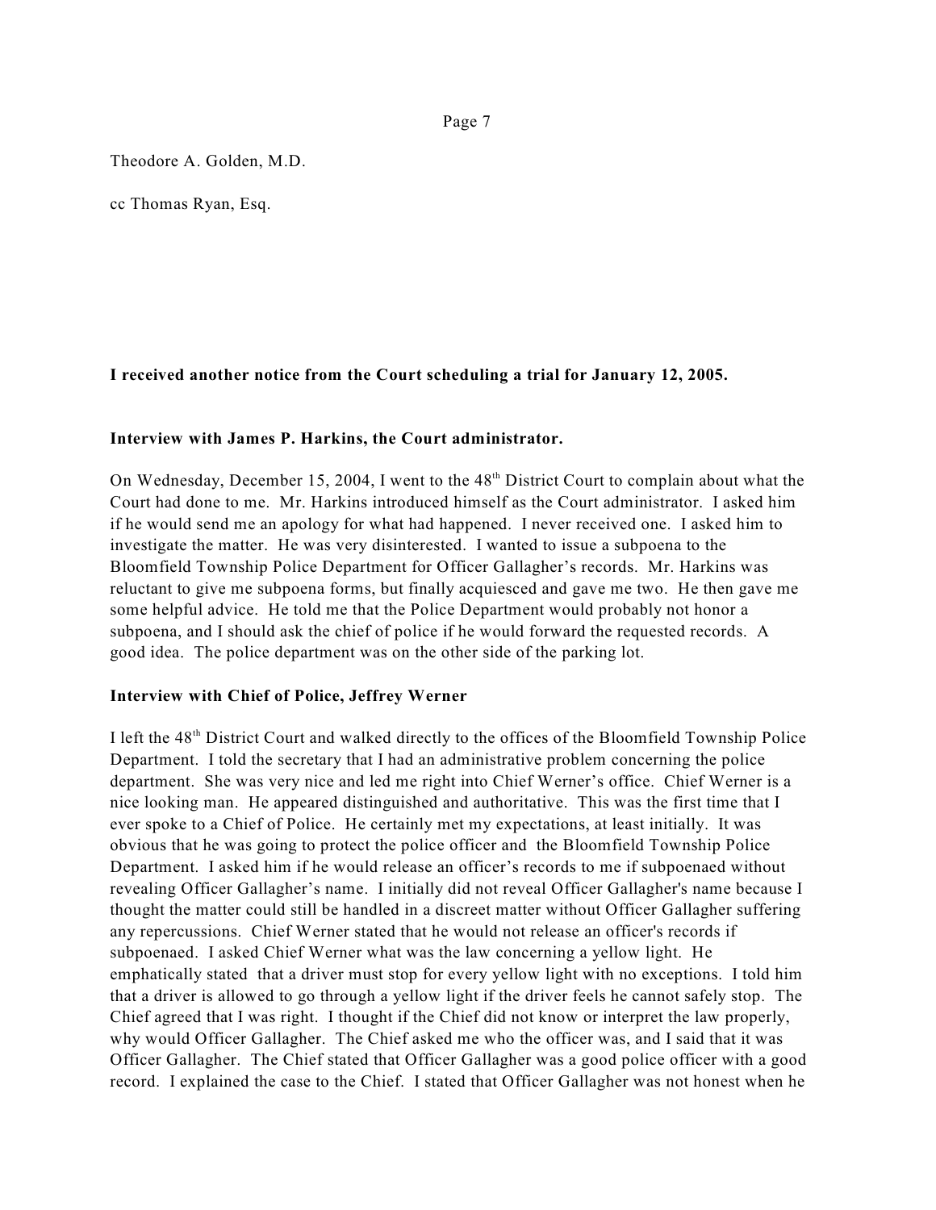Theodore A. Golden, M.D.

cc Thomas Ryan, Esq.

**I received another notice from the Court scheduling a trial for January 12, 2005.**

**Interview with James P. Harkins, the Court administrator.**

On Wednesday, December 15, 2004, I went to the 48th District Court to complain about what the Court had done to me. Mr. Harkins introduced himself as the Court administrator. I asked him if he would send me an apology for what had happened. I never received one. I asked him to investigate the matter. He was very disinterested. I wanted to issue a subpoena to the Bloomfield Township Police Department for Officer Gallagher's records. Mr. Harkins was reluctant to give me subpoena forms, but finally acquiesced and gave me two. He then gave me some helpful advice. He told me that the Police Department would probably not honor a subpoena, and I should ask the chief of police if he would forward the requested records. A good idea. The police department was on the other side of the parking lot.

**Interview with Chief of Police, Jeffrey Werner**

I left the 48th District Court and walked directly to the offices of the Bloomfield Township Police Department. I told the secretary that I had an administrative problem concerning the police department. She was very nice and led me right into Chief Werner's office. Chief Werner is a nice looking man. He appeared distinguished and authoritative. This was the first time that I ever spoke to a Chief of Police. He certainly met my expectations, at least initially. It was obvious that he was going to protect the police officer and the Bloomfield Township Police Department. I asked him if he would release an officer's records to me if subpoenaed without revealing Officer Gallagher's name. I initially did not reveal Officer Gallagher's name because I thought the matter could still be handled in a discreet matter without Officer Gallagher suffering any repercussions. Chief Werner stated that he would not release an officer's records if subpoenaed. I asked Chief Werner what was the law concerning a yellow light. He emphatically stated that a driver must stop for every yellow light with no exceptions. I told him that a driver is allowed to go through a yellow light if the driver feels he cannot safely stop. The Chief agreed that I was right. I thought if the Chief did not know or interpret the law properly, why would Officer Gallagher. The Chief asked me who the officer was, and I said that it was Officer Gallagher. The Chief stated that Officer Gallagher was a good police officer with a good record. I explained the case to the Chief. I stated that Officer Gallagher was not honest when he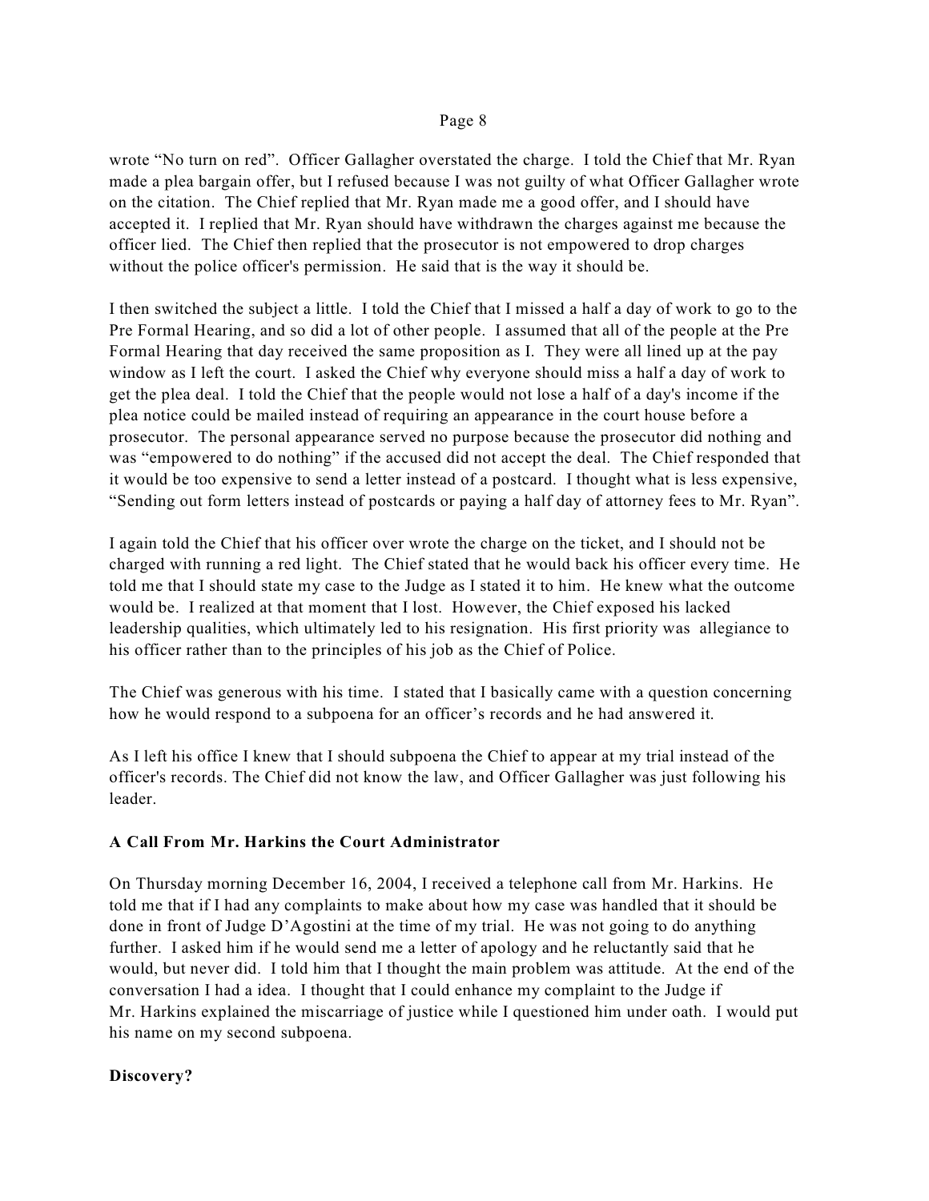wrote “No turn on red”. Officer Gallagher overstated the charge. I told the Chief that Mr. Ryan made a plea bargain offer, but I refused because I was not guilty of what Officer Gallagher wrote on the citation. The Chief replied that Mr. Ryan made me a good offer, and I should have accepted it. I replied that Mr. Ryan should have withdrawn the charges against me because the officer lied. The Chief then replied that the prosecutor is not empowered to drop charges without the police officer's permission. He said that is the way it should be.

I then switched the subject a little. I told the Chief that I missed a half a day of work to go to the Pre Formal Hearing, and so did a lot of other people. I assumed that all of the people at the Pre Formal Hearing that day received the same proposition as I. They were all lined up at the pay window as I left the court. I asked the Chief why everyone should miss a half a day of work to get the plea deal. I told the Chief that the people would not lose a half of a day's income if the plea notice could be mailed instead of requiring an appearance in the court house before a prosecutor. The personal appearance served no purpose because the prosecutor did nothing and was “empowered to do nothing” if the accused did not accept the deal. The Chief responded that it would be too expensive to send a letter instead of a postcard. I thought what is less expensive, “Sending out form letters instead of postcards or paying a half day of attorney fees to Mr. Ryan”.

I again told the Chief that his officer over wrote the charge on the ticket, and I should not be charged with running a red light. The Chief stated that he would back his officer every time. He told me that I should state my case to the Judge as I stated it to him. He knew what the outcome would be. I realized at that moment that I lost. However, the Chief exposed his lacked leadership qualities, which ultimately led to his resignation. His first priority was allegiance to his officer rather than to the principles of his job as the Chief of Police.

The Chief was generous with his time. I stated that I basically came with a question concerning how he would respond to a subpoena for an officer’s records and he had answered it.

As I left his office I knew that I should subpoena the Chief to appear at my trial instead of the officer's records. The Chief did not know the law, and Officer Gallagher was just following his leader.

**A Call From Mr. Harkins the Court Administrator**

On Thursday morning December 16, 2004, I received a telephone call from Mr. Harkins. He told me that if I had any complaints to make about how my case was handled that it should be done in front of Judge D’Agostini at the time of my trial. He was not going to do anything further. I asked him if he would send me a letter of apology and he reluctantly said that he would, but never did. I told him that I thought the main problem was attitude. At the end of the conversation I had a idea. I thought that I could enhance my complaint to the Judge if Mr. Harkins explained the miscarriage of justice while I questioned him under oath. I would put his name on my second subpoena.

**Discovery?**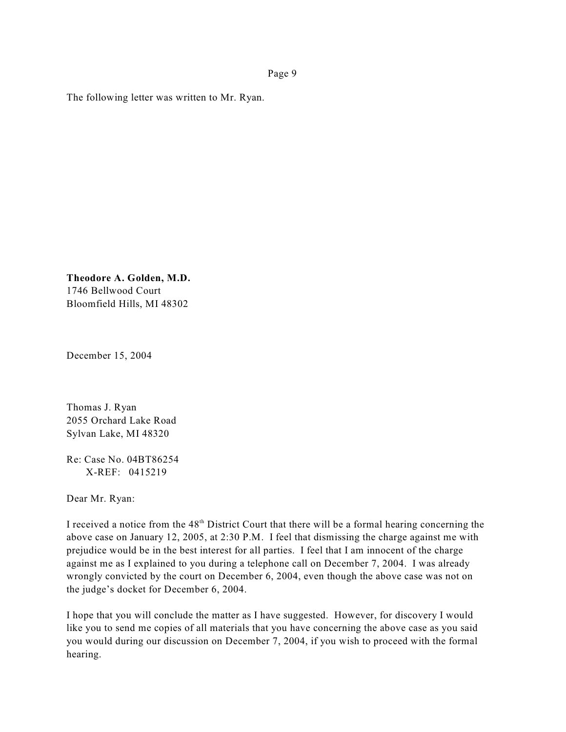The following letter was written to Mr. Ryan.

**Theodore A. Golden, M.D.**
1746 Bellwood Court
Bloomfield Hills, MI 48302

December 15, 2004

Thomas J. Ryan
2055 Orchard Lake Road
Sylvan Lake, MI 48320

Re: Case No. 04BT86254
X-REF: 0415219

Dear Mr. Ryan:

I received a notice from the 48th District Court that there will be a formal hearing concerning the above case on January 12, 2005, at 2:30 P.M. I feel that dismissing the charge against me with prejudice would be in the best interest for all parties. I feel that I am innocent of the charge against me as I explained to you during a telephone call on December 7, 2004. I was already wrongly convicted by the court on December 6, 2004, even though the above case was not on the judge's docket for December 6, 2004.

I hope that you will conclude the matter as I have suggested. However, for discovery I would like you to send me copies of all materials that you have concerning the above case as you said you would during our discussion on December 7, 2004, if you wish to proceed with the formal hearing.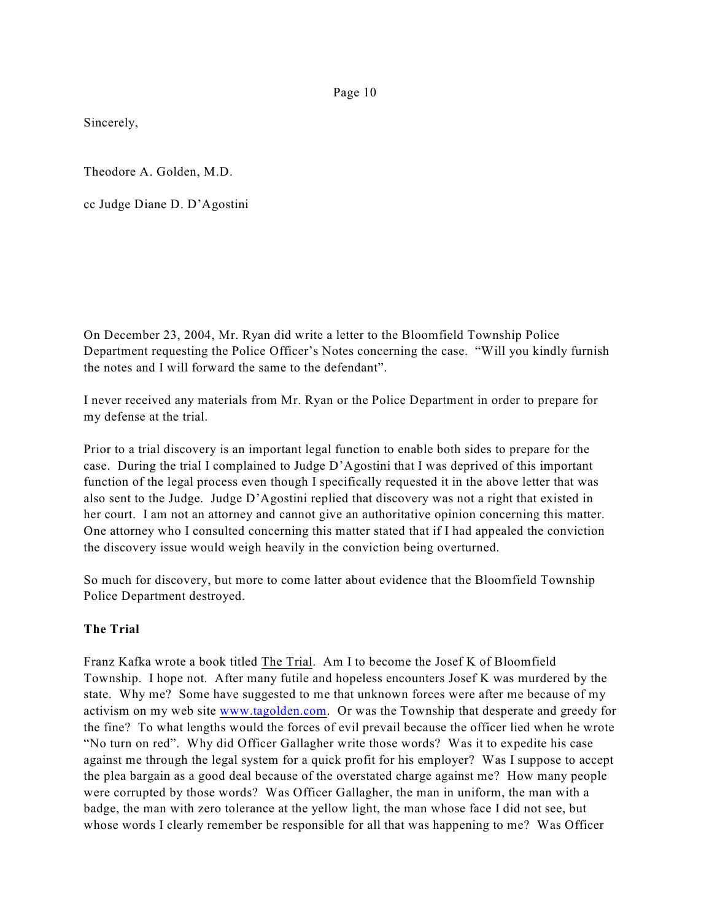Sincerely,

Theodore A. Golden, M.D.

cc Judge Diane D. D'Agostini

On December 23, 2004, Mr. Ryan did write a letter to the Bloomfield Township Police Department requesting the Police Officer's Notes concerning the case. "Will you kindly furnish the notes and I will forward the same to the defendant".

I never received any materials from Mr. Ryan or the Police Department in order to prepare for my defense at the trial.

Prior to a trial discovery is an important legal function to enable both sides to prepare for the case. During the trial I complained to Judge D'Agostini that I was deprived of this important function of the legal process even though I specifically requested it in the above letter that was also sent to the Judge. Judge D'Agostini replied that discovery was not a right that existed in her court. I am not an attorney and cannot give an authoritative opinion concerning this matter. One attorney who I consulted concerning this matter stated that if I had appealed the conviction the discovery issue would weigh heavily in the conviction being overturned.

So much for discovery, but more to come latter about evidence that the Bloomfield Township Police Department destroyed.

**The Trial**

Franz Kafka wrote a book titled <u>The Trial</u>. Am I to become the Josef K of Bloomfield Township. I hope not. After many futile and hopeless encounters Josef K was murdered by the state. Why me? Some have suggested to me that unknown forces were after me because of my activism on my web site www.tagolden.com. Or was the Township that desperate and greedy for the fine? To what lengths would the forces of evil prevail because the officer lied when he wrote "No turn on red". Why did Officer Gallagher write those words? Was it to expedite his case against me through the legal system for a quick profit for his employer? Was I suppose to accept the plea bargain as a good deal because of the overstated charge against me? How many people were corrupted by those words? Was Officer Gallagher, the man in uniform, the man with a badge, the man with zero tolerance at the yellow light, the man whose face I did not see, but whose words I clearly remember be responsible for all that was happening to me? Was Officer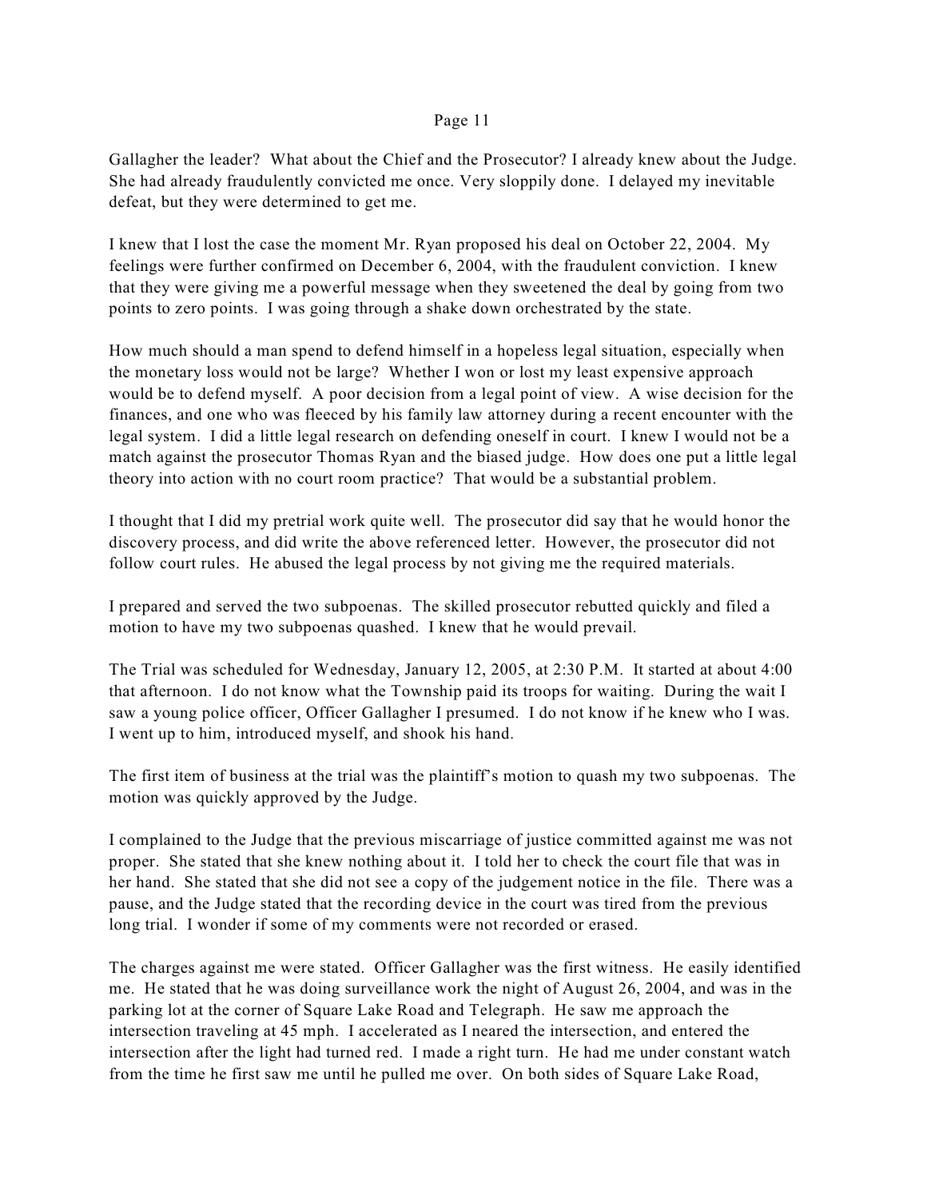Gallagher the leader? What about the Chief and the Prosecutor? I already knew about the Judge. She had already fraudulently convicted me once. Very sloppily done. I delayed my inevitable defeat, but they were determined to get me.

I knew that I lost the case the moment Mr. Ryan proposed his deal on October 22, 2004. My feelings were further confirmed on December 6, 2004, with the fraudulent conviction. I knew that they were giving me a powerful message when they sweetened the deal by going from two points to zero points. I was going through a shake down orchestrated by the state.

How much should a man spend to defend himself in a hopeless legal situation, especially when the monetary loss would not be large? Whether I won or lost my least expensive approach would be to defend myself. A poor decision from a legal point of view. A wise decision for the finances, and one who was fleeced by his family law attorney during a recent encounter with the legal system. I did a little legal research on defending oneself in court. I knew I would not be a match against the prosecutor Thomas Ryan and the biased judge. How does one put a little legal theory into action with no court room practice? That would be a substantial problem.

I thought that I did my pretrial work quite well. The prosecutor did say that he would honor the discovery process, and did write the above referenced letter. However, the prosecutor did not follow court rules. He abused the legal process by not giving me the required materials.

I prepared and served the two subpoenas. The skilled prosecutor rebutted quickly and filed a motion to have my two subpoenas quashed. I knew that he would prevail.

The Trial was scheduled for Wednesday, January 12, 2005, at 2:30 P.M. It started at about 4:00 that afternoon. I do not know what the Township paid its troops for waiting. During the wait I saw a young police officer, Officer Gallagher I presumed. I do not know if he knew who I was. I went up to him, introduced myself, and shook his hand.

The first item of business at the trial was the plaintiff's motion to quash my two subpoenas. The motion was quickly approved by the Judge.

I complained to the Judge that the previous miscarriage of justice committed against me was not proper. She stated that she knew nothing about it. I told her to check the court file that was in her hand. She stated that she did not see a copy of the judgement notice in the file. There was a pause, and the Judge stated that the recording device in the court was tired from the previous long trial. I wonder if some of my comments were not recorded or erased.

The charges against me were stated. Officer Gallagher was the first witness. He easily identified me. He stated that he was doing surveillance work the night of August 26, 2004, and was in the parking lot at the corner of Square Lake Road and Telegraph. He saw me approach the intersection traveling at 45 mph. I accelerated as I neared the intersection, and entered the intersection after the light had turned red. I made a right turn. He had me under constant watch from the time he first saw me until he pulled me over. On both sides of Square Lake Road,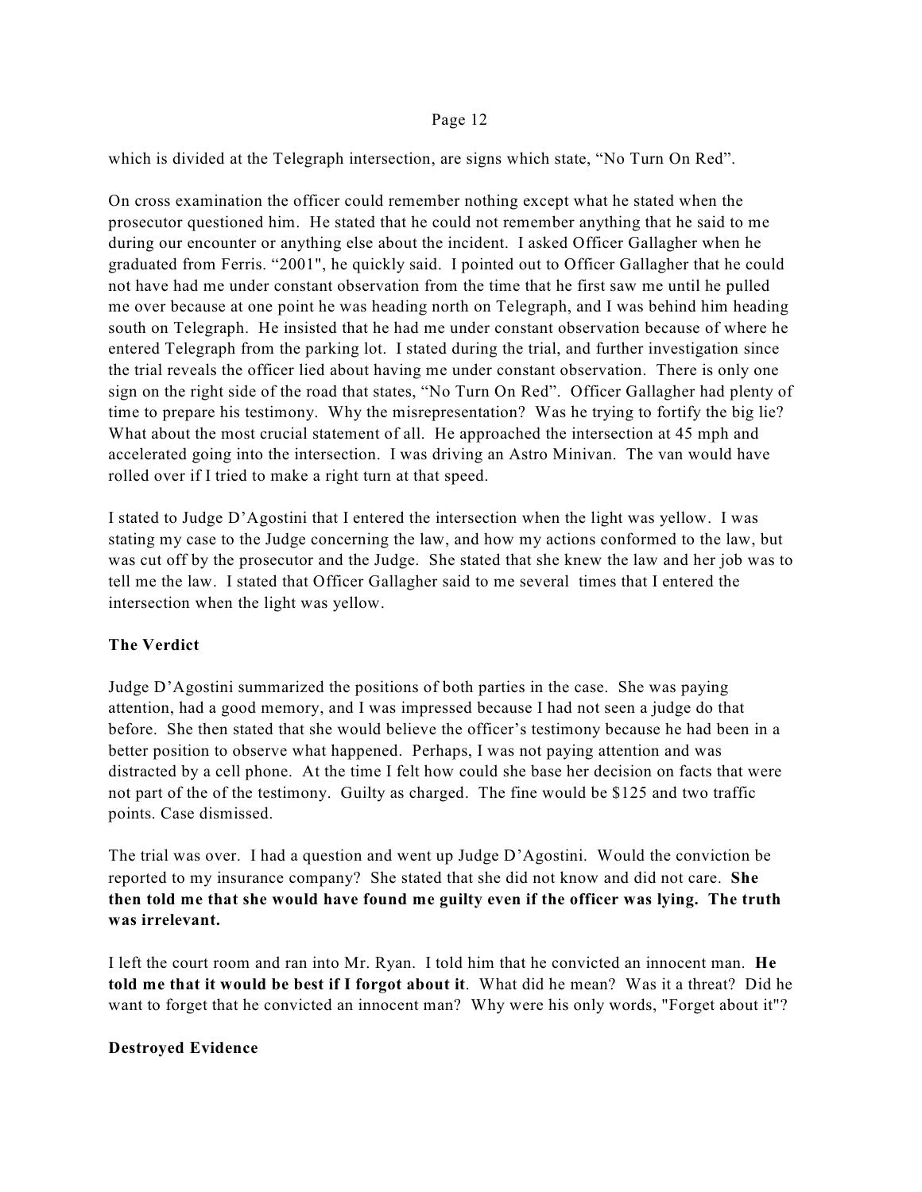which is divided at the Telegraph intersection, are signs which state, “No Turn On Red”.

On cross examination the officer could remember nothing except what he stated when the prosecutor questioned him. He stated that he could not remember anything that he said to me during our encounter or anything else about the incident. I asked Officer Gallagher when he graduated from Ferris. “2001", he quickly said. I pointed out to Officer Gallagher that he could not have had me under constant observation from the time that he first saw me until he pulled me over because at one point he was heading north on Telegraph, and I was behind him heading south on Telegraph. He insisted that he had me under constant observation because of where he entered Telegraph from the parking lot. I stated during the trial, and further investigation since the trial reveals the officer lied about having me under constant observation. There is only one sign on the right side of the road that states, “No Turn On Red”. Officer Gallagher had plenty of time to prepare his testimony. Why the misrepresentation? Was he trying to fortify the big lie? What about the most crucial statement of all. He approached the intersection at 45 mph and accelerated going into the intersection. I was driving an Astro Minivan. The van would have rolled over if I tried to make a right turn at that speed.

I stated to Judge D’Agostini that I entered the intersection when the light was yellow. I was stating my case to the Judge concerning the law, and how my actions conformed to the law, but was cut off by the prosecutor and the Judge. She stated that she knew the law and her job was to tell me the law. I stated that Officer Gallagher said to me several times that I entered the intersection when the light was yellow.

**The Verdict**

Judge D’Agostini summarized the positions of both parties in the case. She was paying attention, had a good memory, and I was impressed because I had not seen a judge do that before. She then stated that she would believe the officer’s testimony because he had been in a better position to observe what happened. Perhaps, I was not paying attention and was distracted by a cell phone. At the time I felt how could she base her decision on facts that were not part of the of the testimony. Guilty as charged. The fine would be $125 and two traffic points. Case dismissed.

The trial was over. I had a question and went up Judge D’Agostini. Would the conviction be reported to my insurance company? She stated that she did not know and did not care. **She then told me that she would have found me guilty even if the officer was lying. The truth was irrelevant.**

I left the court room and ran into Mr. Ryan. I told him that he convicted an innocent man. **He told me that it would be best if I forgot about it**. What did he mean? Was it a threat? Did he want to forget that he convicted an innocent man? Why were his only words, "Forget about it"?

**Destroyed Evidence**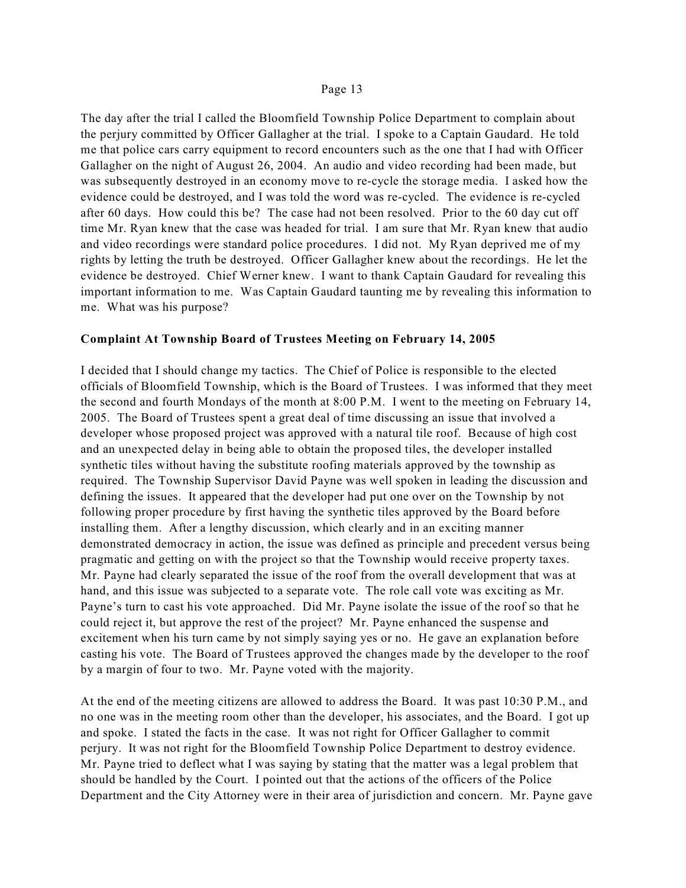The day after the trial I called the Bloomfield Township Police Department to complain about the perjury committed by Officer Gallagher at the trial. I spoke to a Captain Gaudard. He told me that police cars carry equipment to record encounters such as the one that I had with Officer Gallagher on the night of August 26, 2004. An audio and video recording had been made, but was subsequently destroyed in an economy move to re-cycle the storage media. I asked how the evidence could be destroyed, and I was told the word was re-cycled. The evidence is re-cycled after 60 days. How could this be? The case had not been resolved. Prior to the 60 day cut off time Mr. Ryan knew that the case was headed for trial. I am sure that Mr. Ryan knew that audio and video recordings were standard police procedures. I did not. My Ryan deprived me of my rights by letting the truth be destroyed. Officer Gallagher knew about the recordings. He let the evidence be destroyed. Chief Werner knew. I want to thank Captain Gaudard for revealing this important information to me. Was Captain Gaudard taunting me by revealing this information to me. What was his purpose?

**Complaint At Township Board of Trustees Meeting on February 14, 2005**

I decided that I should change my tactics. The Chief of Police is responsible to the elected officials of Bloomfield Township, which is the Board of Trustees. I was informed that they meet the second and fourth Mondays of the month at 8:00 P.M. I went to the meeting on February 14, 2005. The Board of Trustees spent a great deal of time discussing an issue that involved a developer whose proposed project was approved with a natural tile roof. Because of high cost and an unexpected delay in being able to obtain the proposed tiles, the developer installed synthetic tiles without having the substitute roofing materials approved by the township as required. The Township Supervisor David Payne was well spoken in leading the discussion and defining the issues. It appeared that the developer had put one over on the Township by not following proper procedure by first having the synthetic tiles approved by the Board before installing them. After a lengthy discussion, which clearly and in an exciting manner demonstrated democracy in action, the issue was defined as principle and precedent versus being pragmatic and getting on with the project so that the Township would receive property taxes. Mr. Payne had clearly separated the issue of the roof from the overall development that was at hand, and this issue was subjected to a separate vote. The role call vote was exciting as Mr. Payne's turn to cast his vote approached. Did Mr. Payne isolate the issue of the roof so that he could reject it, but approve the rest of the project? Mr. Payne enhanced the suspense and excitement when his turn came by not simply saying yes or no. He gave an explanation before casting his vote. The Board of Trustees approved the changes made by the developer to the roof by a margin of four to two. Mr. Payne voted with the majority.

At the end of the meeting citizens are allowed to address the Board. It was past 10:30 P.M., and no one was in the meeting room other than the developer, his associates, and the Board. I got up and spoke. I stated the facts in the case. It was not right for Officer Gallagher to commit perjury. It was not right for the Bloomfield Township Police Department to destroy evidence. Mr. Payne tried to deflect what I was saying by stating that the matter was a legal problem that should be handled by the Court. I pointed out that the actions of the officers of the Police Department and the City Attorney were in their area of jurisdiction and concern. Mr. Payne gave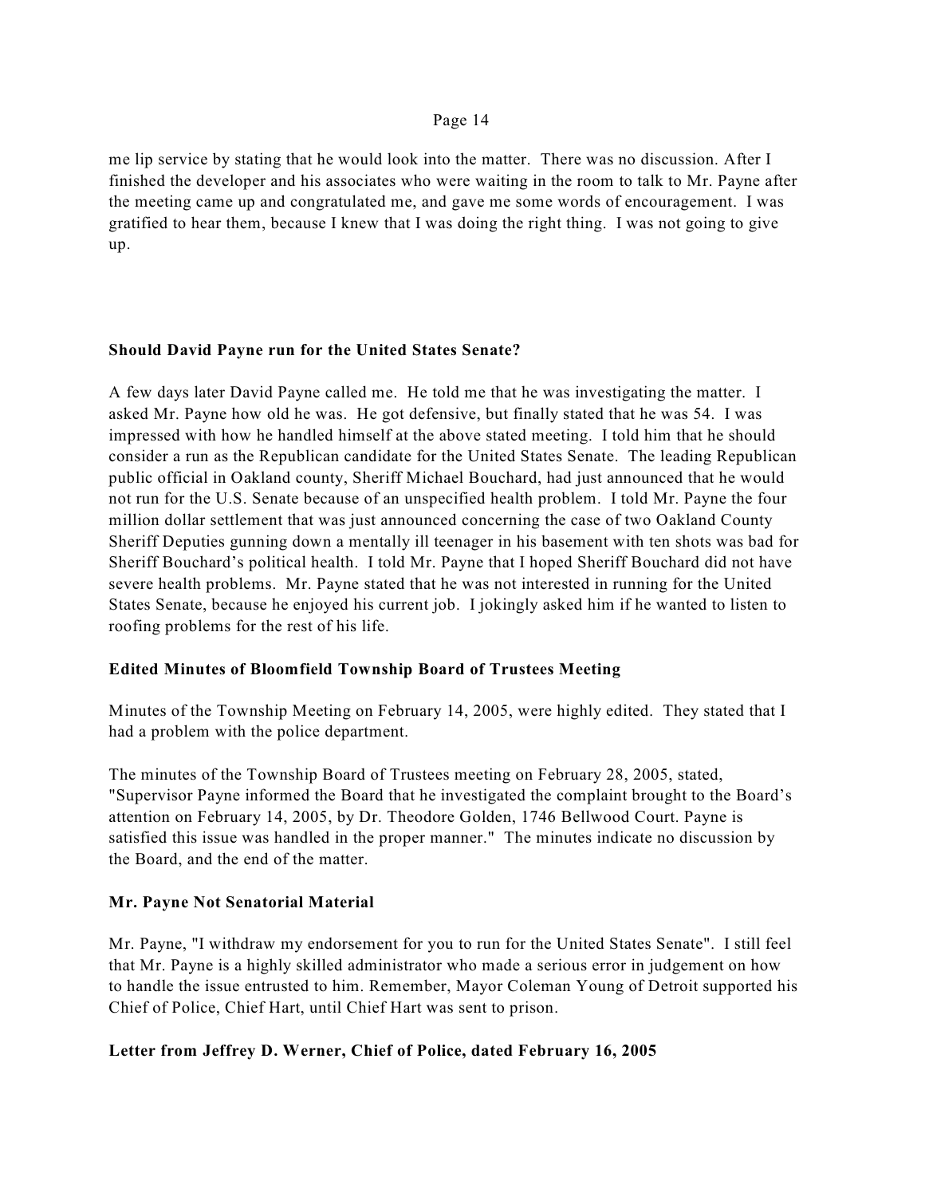me lip service by stating that he would look into the matter. There was no discussion. After I finished the developer and his associates who were waiting in the room to talk to Mr. Payne after the meeting came up and congratulated me, and gave me some words of encouragement. I was gratified to hear them, because I knew that I was doing the right thing. I was not going to give up.

### Should David Payne run for the United States Senate?

A few days later David Payne called me. He told me that he was investigating the matter. I asked Mr. Payne how old he was. He got defensive, but finally stated that he was 54. I was impressed with how he handled himself at the above stated meeting. I told him that he should consider a run as the Republican candidate for the United States Senate. The leading Republican public official in Oakland county, Sheriff Michael Bouchard, had just announced that he would not run for the U.S. Senate because of an unspecified health problem. I told Mr. Payne the four million dollar settlement that was just announced concerning the case of two Oakland County Sheriff Deputies gunning down a mentally ill teenager in his basement with ten shots was bad for Sheriff Bouchard's political health. I told Mr. Payne that I hoped Sheriff Bouchard did not have severe health problems. Mr. Payne stated that he was not interested in running for the United States Senate, because he enjoyed his current job. I jokingly asked him if he wanted to listen to roofing problems for the rest of his life.

### Edited Minutes of Bloomfield Township Board of Trustees Meeting

Minutes of the Township Meeting on February 14, 2005, were highly edited. They stated that I had a problem with the police department.

The minutes of the Township Board of Trustees meeting on February 28, 2005, stated, "Supervisor Payne informed the Board that he investigated the complaint brought to the Board's attention on February 14, 2005, by Dr. Theodore Golden, 1746 Bellwood Court. Payne is satisfied this issue was handled in the proper manner." The minutes indicate no discussion by the Board, and the end of the matter.

### Mr. Payne Not Senatorial Material

Mr. Payne, "I withdraw my endorsement for you to run for the United States Senate". I still feel that Mr. Payne is a highly skilled administrator who made a serious error in judgement on how to handle the issue entrusted to him. Remember, Mayor Coleman Young of Detroit supported his Chief of Police, Chief Hart, until Chief Hart was sent to prison.

### Letter from Jeffrey D. Werner, Chief of Police, dated February 16, 2005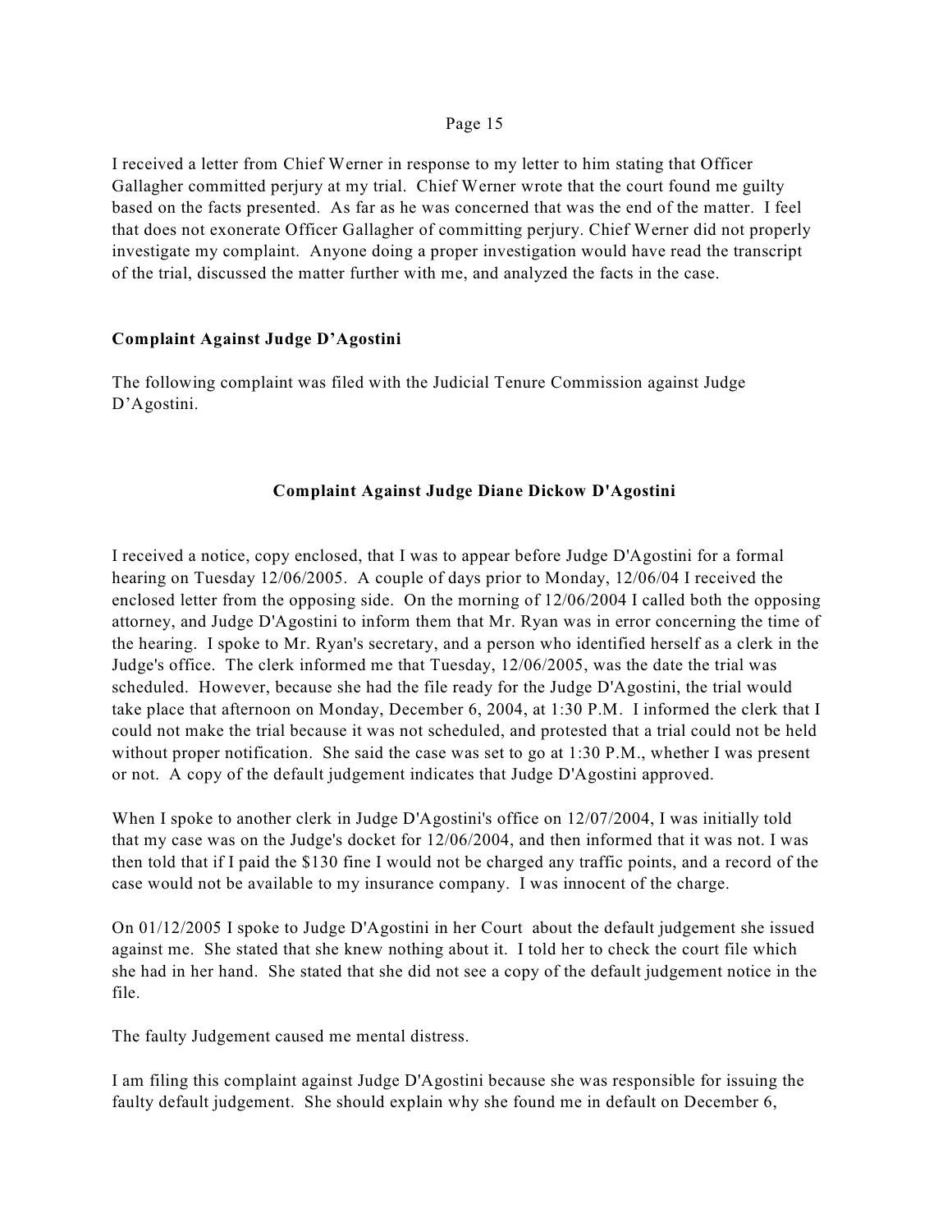I received a letter from Chief Werner in response to my letter to him stating that Officer Gallagher committed perjury at my trial. Chief Werner wrote that the court found me guilty based on the facts presented. As far as he was concerned that was the end of the matter. I feel that does not exonerate Officer Gallagher of committing perjury. Chief Werner did not properly investigate my complaint. Anyone doing a proper investigation would have read the transcript of the trial, discussed the matter further with me, and analyzed the facts in the case.

**Complaint Against Judge D'Agostini**

The following complaint was filed with the Judicial Tenure Commission against Judge D'Agostini.

**Complaint Against Judge Diane Dickow D'Agostini**

I received a notice, copy enclosed, that I was to appear before Judge D'Agostini for a formal hearing on Tuesday 12/06/2005. A couple of days prior to Monday, 12/06/04 I received the enclosed letter from the opposing side. On the morning of 12/06/2004 I called both the opposing attorney, and Judge D'Agostini to inform them that Mr. Ryan was in error concerning the time of the hearing. I spoke to Mr. Ryan's secretary, and a person who identified herself as a clerk in the Judge's office. The clerk informed me that Tuesday, 12/06/2005, was the date the trial was scheduled. However, because she had the file ready for the Judge D'Agostini, the trial would take place that afternoon on Monday, December 6, 2004, at 1:30 P.M. I informed the clerk that I could not make the trial because it was not scheduled, and protested that a trial could not be held without proper notification. She said the case was set to go at 1:30 P.M., whether I was present or not. A copy of the default judgement indicates that Judge D'Agostini approved.

When I spoke to another clerk in Judge D'Agostini's office on 12/07/2004, I was initially told that my case was on the Judge's docket for 12/06/2004, and then informed that it was not. I was then told that if I paid the $130 fine I would not be charged any traffic points, and a record of the case would not be available to my insurance company. I was innocent of the charge.

On 01/12/2005 I spoke to Judge D'Agostini in her Court about the default judgement she issued against me. She stated that she knew nothing about it. I told her to check the court file which she had in her hand. She stated that she did not see a copy of the default judgement notice in the file.

The faulty Judgement caused me mental distress.

I am filing this complaint against Judge D'Agostini because she was responsible for issuing the faulty default judgement. She should explain why she found me in default on December 6,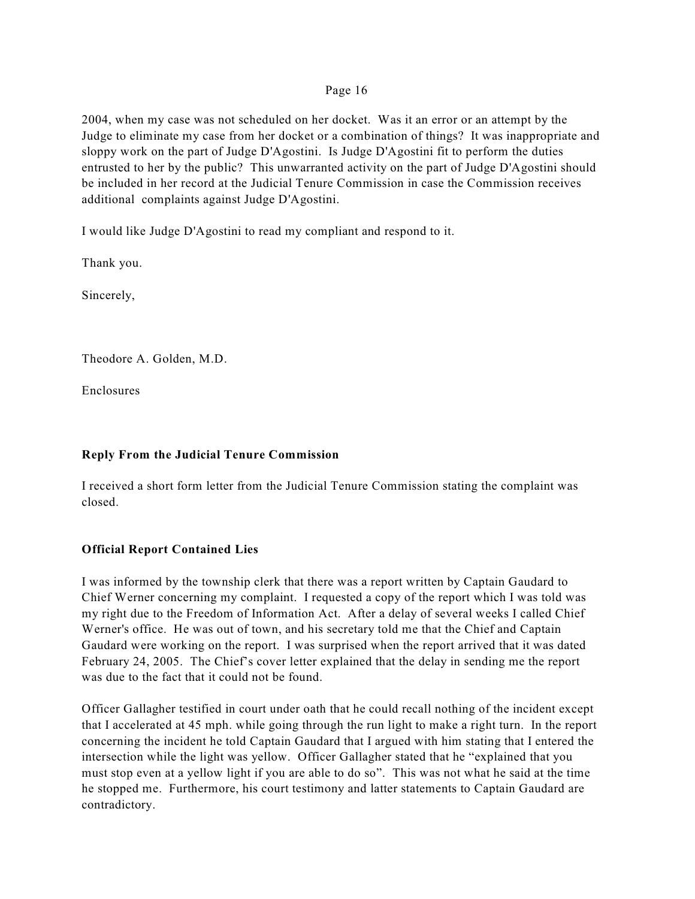2004, when my case was not scheduled on her docket. Was it an error or an attempt by the Judge to eliminate my case from her docket or a combination of things? It was inappropriate and sloppy work on the part of Judge D'Agostini. Is Judge D'Agostini fit to perform the duties entrusted to her by the public? This unwarranted activity on the part of Judge D'Agostini should be included in her record at the Judicial Tenure Commission in case the Commission receives additional complaints against Judge D'Agostini.

I would like Judge D'Agostini to read my compliant and respond to it.

Thank you.

Sincerely,

Theodore A. Golden, M.D.

Enclosures

**Reply From the Judicial Tenure Commission**

I received a short form letter from the Judicial Tenure Commission stating the complaint was closed.

**Official Report Contained Lies**

I was informed by the township clerk that there was a report written by Captain Gaudard to Chief Werner concerning my complaint. I requested a copy of the report which I was told was my right due to the Freedom of Information Act. After a delay of several weeks I called Chief Werner's office. He was out of town, and his secretary told me that the Chief and Captain Gaudard were working on the report. I was surprised when the report arrived that it was dated February 24, 2005. The Chief's cover letter explained that the delay in sending me the report was due to the fact that it could not be found.

Officer Gallagher testified in court under oath that he could recall nothing of the incident except that I accelerated at 45 mph. while going through the run light to make a right turn. In the report concerning the incident he told Captain Gaudard that I argued with him stating that I entered the intersection while the light was yellow. Officer Gallagher stated that he "explained that you must stop even at a yellow light if you are able to do so". This was not what he said at the time he stopped me. Furthermore, his court testimony and latter statements to Captain Gaudard are contradictory.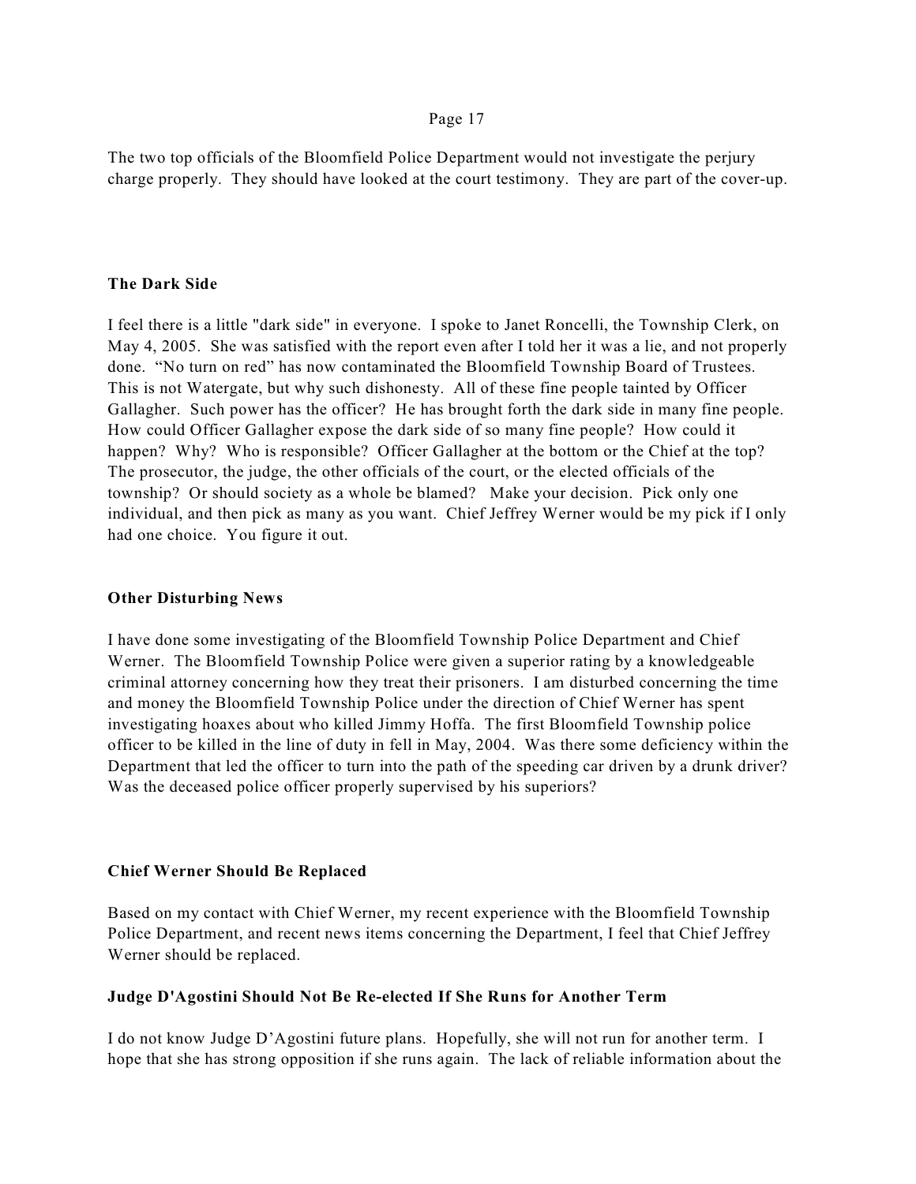The two top officials of the Bloomfield Police Department would not investigate the perjury charge properly. They should have looked at the court testimony. They are part of the cover-up.

**The Dark Side**

I feel there is a little "dark side" in everyone. I spoke to Janet Roncelli, the Township Clerk, on May 4, 2005. She was satisfied with the report even after I told her it was a lie, and not properly done. "No turn on red" has now contaminated the Bloomfield Township Board of Trustees. This is not Watergate, but why such dishonesty. All of these fine people tainted by Officer Gallagher. Such power has the officer? He has brought forth the dark side in many fine people. How could Officer Gallagher expose the dark side of so many fine people? How could it happen? Why? Who is responsible? Officer Gallagher at the bottom or the Chief at the top? The prosecutor, the judge, the other officials of the court, or the elected officials of the township? Or should society as a whole be blamed? Make your decision. Pick only one individual, and then pick as many as you want. Chief Jeffrey Werner would be my pick if I only had one choice. You figure it out.

**Other Disturbing News**

I have done some investigating of the Bloomfield Township Police Department and Chief Werner. The Bloomfield Township Police were given a superior rating by a knowledgeable criminal attorney concerning how they treat their prisoners. I am disturbed concerning the time and money the Bloomfield Township Police under the direction of Chief Werner has spent investigating hoaxes about who killed Jimmy Hoffa. The first Bloomfield Township police officer to be killed in the line of duty in fell in May, 2004. Was there some deficiency within the Department that led the officer to turn into the path of the speeding car driven by a drunk driver? Was the deceased police officer properly supervised by his superiors?

**Chief Werner Should Be Replaced**

Based on my contact with Chief Werner, my recent experience with the Bloomfield Township Police Department, and recent news items concerning the Department, I feel that Chief Jeffrey Werner should be replaced.

**Judge D'Agostini Should Not Be Re-elected If She Runs for Another Term**

I do not know Judge D'Agostini future plans. Hopefully, she will not run for another term. I hope that she has strong opposition if she runs again. The lack of reliable information about the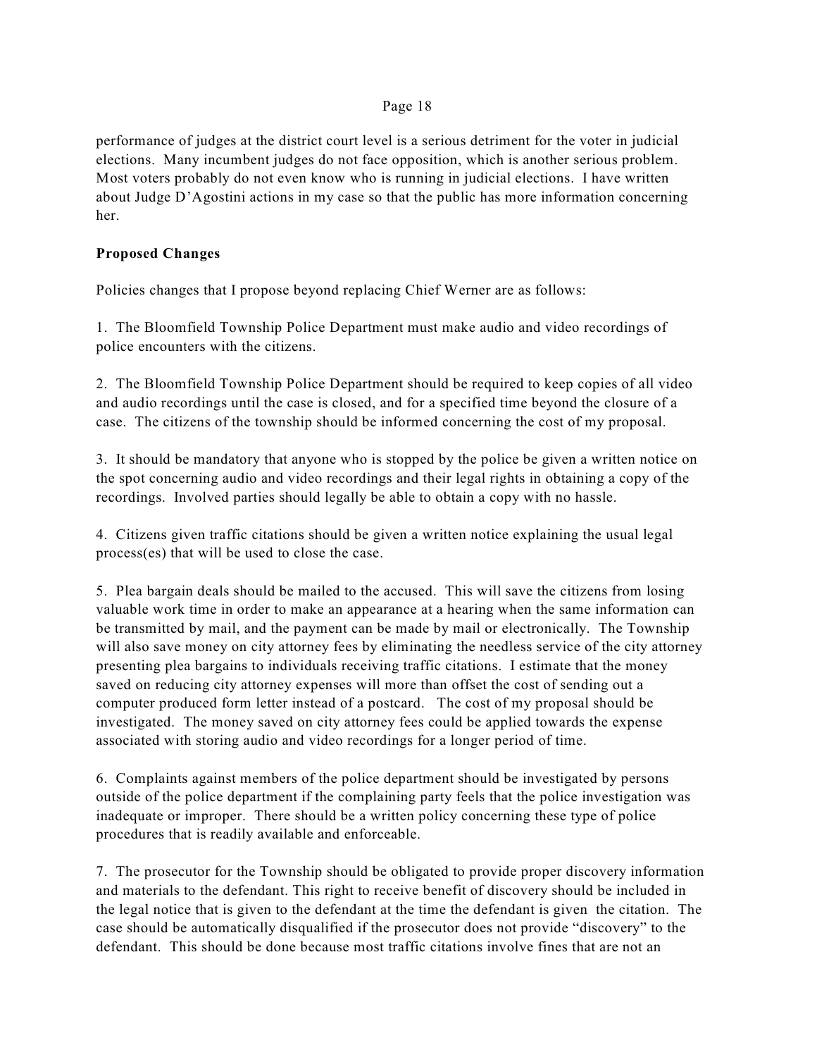performance of judges at the district court level is a serious detriment for the voter in judicial elections. Many incumbent judges do not face opposition, which is another serious problem. Most voters probably do not even know who is running in judicial elections. I have written about Judge D'Agostini actions in my case so that the public has more information concerning her.

**Proposed Changes**

Policies changes that I propose beyond replacing Chief Werner are as follows:

1. The Bloomfield Township Police Department must make audio and video recordings of police encounters with the citizens.

2. The Bloomfield Township Police Department should be required to keep copies of all video and audio recordings until the case is closed, and for a specified time beyond the closure of a case. The citizens of the township should be informed concerning the cost of my proposal.

3. It should be mandatory that anyone who is stopped by the police be given a written notice on the spot concerning audio and video recordings and their legal rights in obtaining a copy of the recordings. Involved parties should legally be able to obtain a copy with no hassle.

4. Citizens given traffic citations should be given a written notice explaining the usual legal process(es) that will be used to close the case.

5. Plea bargain deals should be mailed to the accused. This will save the citizens from losing valuable work time in order to make an appearance at a hearing when the same information can be transmitted by mail, and the payment can be made by mail or electronically. The Township will also save money on city attorney fees by eliminating the needless service of the city attorney presenting plea bargains to individuals receiving traffic citations. I estimate that the money saved on reducing city attorney expenses will more than offset the cost of sending out a computer produced form letter instead of a postcard. The cost of my proposal should be investigated. The money saved on city attorney fees could be applied towards the expense associated with storing audio and video recordings for a longer period of time.

6. Complaints against members of the police department should be investigated by persons outside of the police department if the complaining party feels that the police investigation was inadequate or improper. There should be a written policy concerning these type of police procedures that is readily available and enforceable.

7. The prosecutor for the Township should be obligated to provide proper discovery information and materials to the defendant. This right to receive benefit of discovery should be included in the legal notice that is given to the defendant at the time the defendant is given the citation. The case should be automatically disqualified if the prosecutor does not provide "discovery" to the defendant. This should be done because most traffic citations involve fines that are not an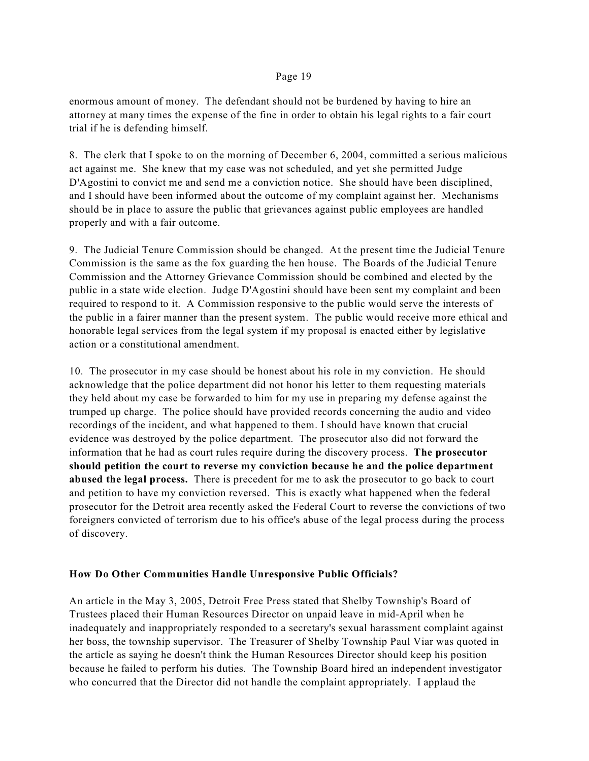enormous amount of money. The defendant should not be burdened by having to hire an attorney at many times the expense of the fine in order to obtain his legal rights to a fair court trial if he is defending himself.

8. The clerk that I spoke to on the morning of December 6, 2004, committed a serious malicious act against me. She knew that my case was not scheduled, and yet she permitted Judge D'Agostini to convict me and send me a conviction notice. She should have been disciplined, and I should have been informed about the outcome of my complaint against her. Mechanisms should be in place to assure the public that grievances against public employees are handled properly and with a fair outcome.

9. The Judicial Tenure Commission should be changed. At the present time the Judicial Tenure Commission is the same as the fox guarding the hen house. The Boards of the Judicial Tenure Commission and the Attorney Grievance Commission should be combined and elected by the public in a state wide election. Judge D'Agostini should have been sent my complaint and been required to respond to it. A Commission responsive to the public would serve the interests of the public in a fairer manner than the present system. The public would receive more ethical and honorable legal services from the legal system if my proposal is enacted either by legislative action or a constitutional amendment.

10. The prosecutor in my case should be honest about his role in my conviction. He should acknowledge that the police department did not honor his letter to them requesting materials they held about my case be forwarded to him for my use in preparing my defense against the trumped up charge. The police should have provided records concerning the audio and video recordings of the incident, and what happened to them. I should have known that crucial evidence was destroyed by the police department. The prosecutor also did not forward the information that he had as court rules require during the discovery process. **The prosecutor should petition the court to reverse my conviction because he and the police department abused the legal process.** There is precedent for me to ask the prosecutor to go back to court and petition to have my conviction reversed. This is exactly what happened when the federal prosecutor for the Detroit area recently asked the Federal Court to reverse the convictions of two foreigners convicted of terrorism due to his office's abuse of the legal process during the process of discovery.

**How Do Other Communities Handle Unresponsive Public Officials?**

An article in the May 3, 2005, Detroit Free Press stated that Shelby Township's Board of Trustees placed their Human Resources Director on unpaid leave in mid-April when he inadequately and inappropriately responded to a secretary's sexual harassment complaint against her boss, the township supervisor. The Treasurer of Shelby Township Paul Viar was quoted in the article as saying he doesn't think the Human Resources Director should keep his position because he failed to perform his duties. The Township Board hired an independent investigator who concurred that the Director did not handle the complaint appropriately. I applaud the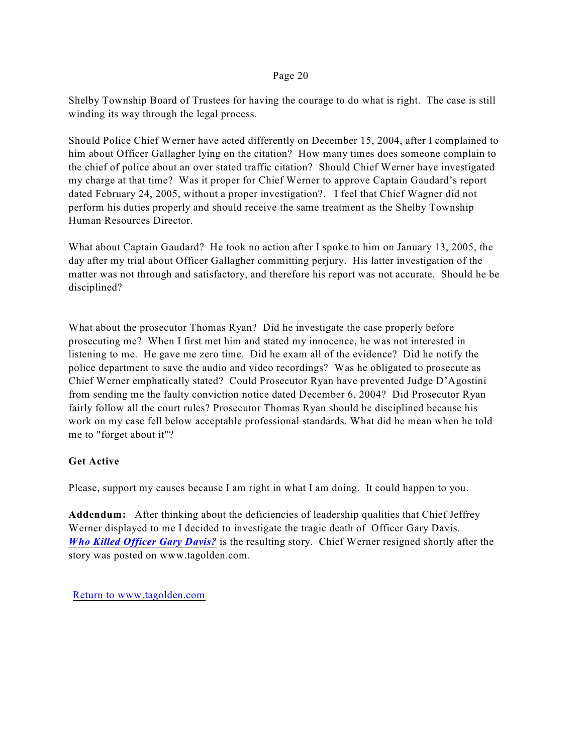Shelby Township Board of Trustees for having the courage to do what is right. The case is still winding its way through the legal process.

Should Police Chief Werner have acted differently on December 15, 2004, after I complained to him about Officer Gallagher lying on the citation? How many times does someone complain to the chief of police about an over stated traffic citation? Should Chief Werner have investigated my charge at that time? Was it proper for Chief Werner to approve Captain Gaudard's report dated February 24, 2005, without a proper investigation?. I feel that Chief Wagner did not perform his duties properly and should receive the same treatment as the Shelby Township Human Resources Director.

What about Captain Gaudard? He took no action after I spoke to him on January 13, 2005, the day after my trial about Officer Gallagher committing perjury. His latter investigation of the matter was not through and satisfactory, and therefore his report was not accurate. Should he be disciplined?

What about the prosecutor Thomas Ryan? Did he investigate the case properly before prosecuting me? When I first met him and stated my innocence, he was not interested in listening to me. He gave me zero time. Did he exam all of the evidence? Did he notify the police department to save the audio and video recordings? Was he obligated to prosecute as Chief Werner emphatically stated? Could Prosecutor Ryan have prevented Judge D'Agostini from sending me the faulty conviction notice dated December 6, 2004? Did Prosecutor Ryan fairly follow all the court rules? Prosecutor Thomas Ryan should be disciplined because his work on my case fell below acceptable professional standards. What did he mean when he told me to "forget about it"?

**Get Active**

Please, support my causes because I am right in what I am doing. It could happen to you.

**Addendum:** After thinking about the deficiencies of leadership qualities that Chief Jeffrey Werner displayed to me I decided to investigate the tragic death of Officer Gary Davis. ***Who Killed Officer Gary Davis?*** is the resulting story. Chief Werner resigned shortly after the story was posted on www.tagolden.com.

Return to www.tagolden.com